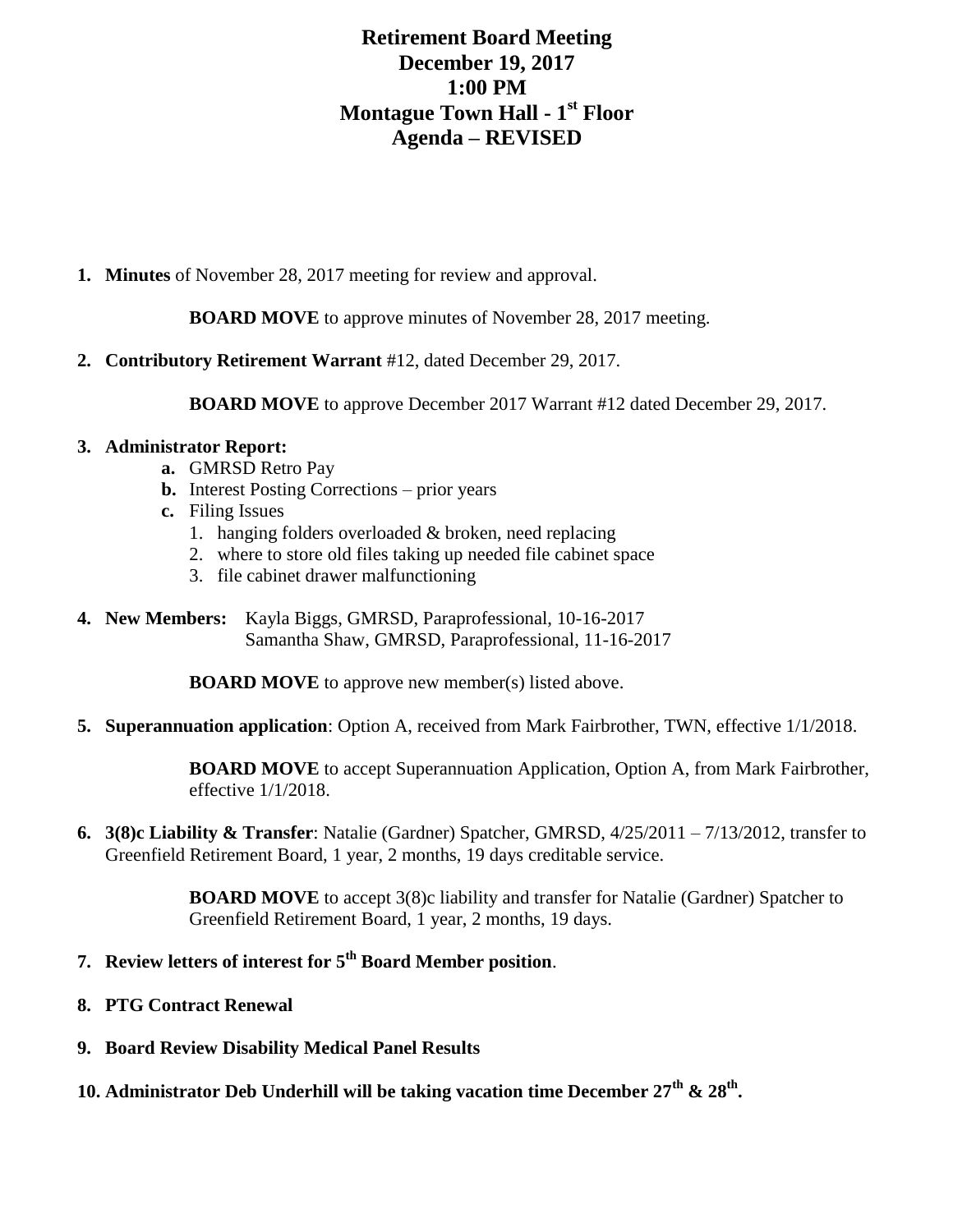# Retirement Board Meeting
# December 19, 2017
# 1:00 PM
# Montague Town Hall - 1st Floor
# Agenda – REVISED

1. **Minutes** of November 28, 2017 meeting for review and approval.

   **BOARD MOVE** to approve minutes of November 28, 2017 meeting.

2. **Contributory Retirement Warrant** #12, dated December 29, 2017.

   **BOARD MOVE** to approve December 2017 Warrant #12 dated December 29, 2017.

3. **Administrator Report:**
   - **a.** GMRSD Retro Pay
   - **b.** Interest Posting Corrections – prior years
   - **c.** Filing Issues
     1. hanging folders overloaded & broken, need replacing
     2. where to store old files taking up needed file cabinet space
     3. file cabinet drawer malfunctioning

4. **New Members:** Kayla Biggs, GMRSD, Paraprofessional, 10-16-2017
   Samantha Shaw, GMRSD, Paraprofessional, 11-16-2017

   **BOARD MOVE** to approve new member(s) listed above.

5. **Superannuation application**: Option A, received from Mark Fairbrother, TWN, effective 1/1/2018.

   **BOARD MOVE** to accept Superannuation Application, Option A, from Mark Fairbrother, effective 1/1/2018.

6. **3(8)c Liability & Transfer**: Natalie (Gardner) Spatcher, GMRSD, 4/25/2011 – 7/13/2012, transfer to Greenfield Retirement Board, 1 year, 2 months, 19 days creditable service.

   **BOARD MOVE** to accept 3(8)c liability and transfer for Natalie (Gardner) Spatcher to Greenfield Retirement Board, 1 year, 2 months, 19 days.

7. **Review letters of interest for 5th Board Member position**.

8. **PTG Contract Renewal**

9. **Board Review Disability Medical Panel Results**

10. **Administrator Deb Underhill will be taking vacation time December 27th & 28th.**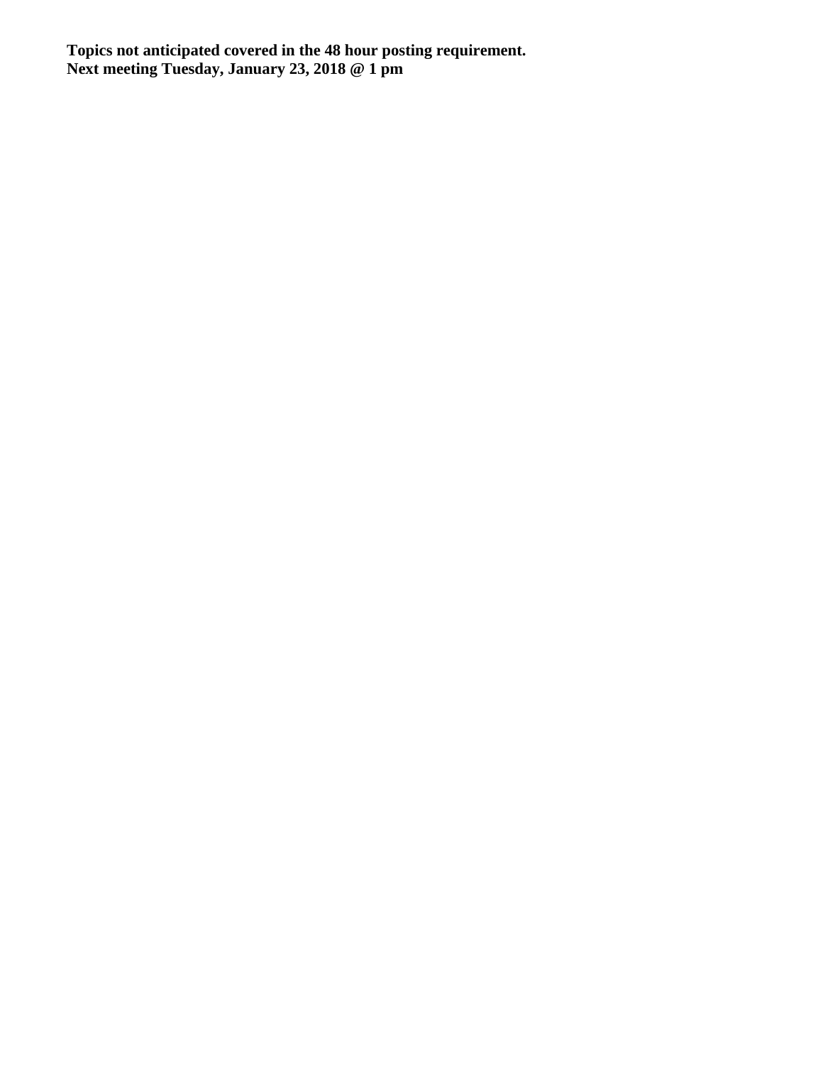**Topics not anticipated covered in the 48 hour posting requirement.**
**Next meeting Tuesday, January 23, 2018 @ 1 pm**